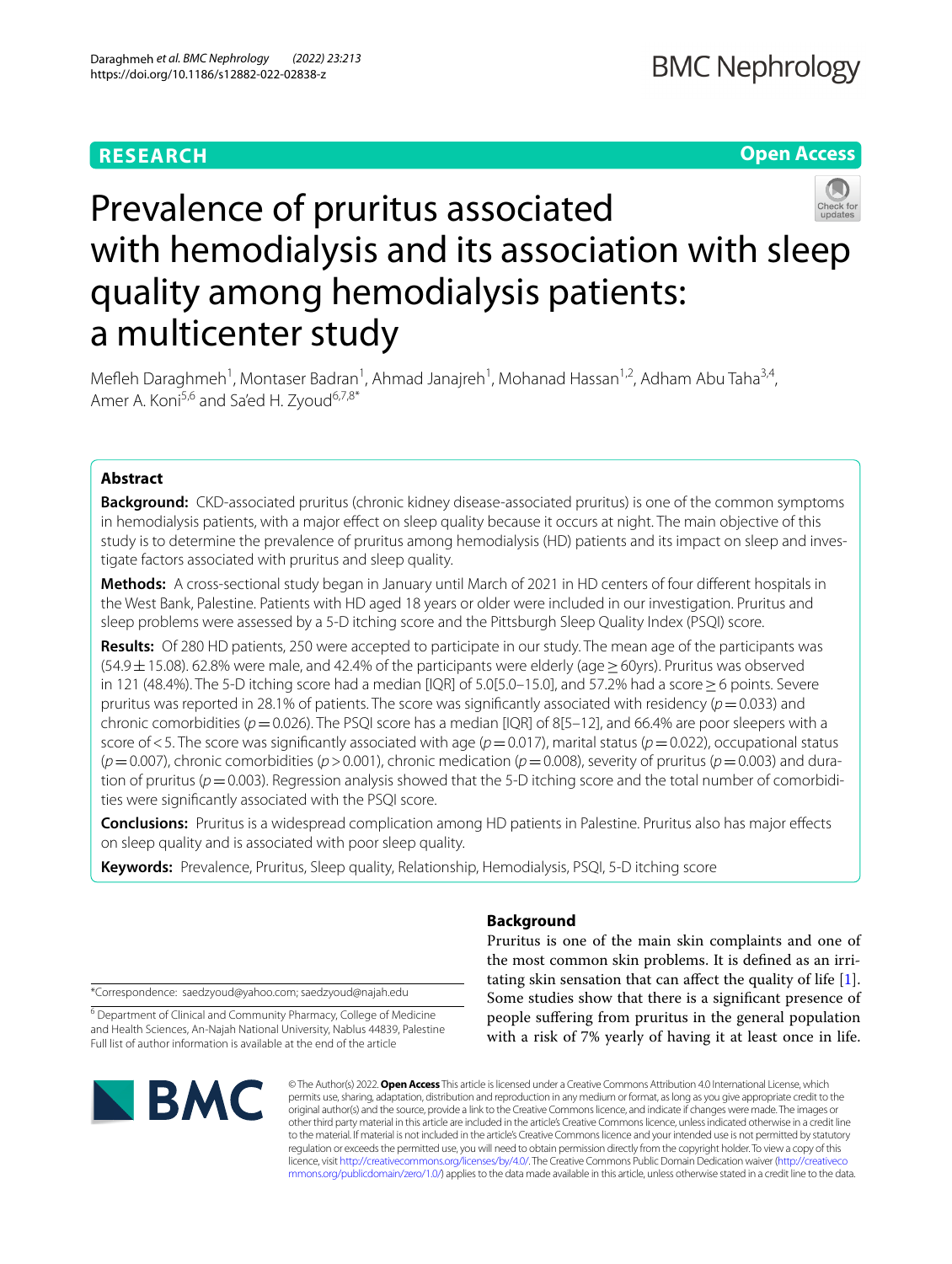RESEARCH

Open Access

# Prevalence of pruritus associated with hemodialysis and its association with sleep quality among hemodialysis patients: a multicenter study

Mefleh Daraghmeh[1], Montaser Badran[1], Ahmad Janajreh[1], Mohanad Hassan[1,2], Adham Abu Taha[3,4], Amer A. Koni[5,6] and Sa'ed H. Zyoud[6,7,8*]

## Abstract

**Background:** CKD-associated pruritus (chronic kidney disease-associated pruritus) is one of the common symptoms in hemodialysis patients, with a major effect on sleep quality because it occurs at night. The main objective of this study is to determine the prevalence of pruritus among hemodialysis (HD) patients and its impact on sleep and investigate factors associated with pruritus and sleep quality.

**Methods:** A cross-sectional study began in January until March of 2021 in HD centers of four different hospitals in the West Bank, Palestine. Patients with HD aged 18 years or older were included in our investigation. Pruritus and sleep problems were assessed by a 5-D itching score and the Pittsburgh Sleep Quality Index (PSQI) score.

**Results:** Of 280 HD patients, 250 were accepted to participate in our study. The mean age of the participants was (54.9 ± 15.08). 62.8% were male, and 42.4% of the participants were elderly (age ≥ 60yrs). Pruritus was observed in 121 (48.4%). The 5-D itching score had a median [IQR] of 5.0[5.0–15.0], and 57.2% had a score ≥ 6 points. Severe pruritus was reported in 28.1% of patients. The score was significantly associated with residency ($p = 0.033$) and chronic comorbidities ($p = 0.026$). The PSQI score has a median [IQR] of 8[5–12], and 66.4% are poor sleepers with a score of < 5. The score was significantly associated with age ($p = 0.017$), marital status ($p = 0.022$), occupational status ($p = 0.007$), chronic comorbidities ($p > 0.001$), chronic medication ($p = 0.008$), severity of pruritus ($p = 0.003$) and duration of pruritus ($p = 0.003$). Regression analysis showed that the 5-D itching score and the total number of comorbidities were significantly associated with the PSQI score.

**Conclusions:** Pruritus is a widespread complication among HD patients in Palestine. Pruritus also has major effects on sleep quality and is associated with poor sleep quality.

**Keywords:** Prevalence, Pruritus, Sleep quality, Relationship, Hemodialysis, PSQI, 5-D itching score

## Background

Pruritus is one of the main skin complaints and one of the most common skin problems. It is defined as an irritating skin sensation that can affect the quality of life [1]. Some studies show that there is a significant presence of people suffering from pruritus in the general population with a risk of 7% yearly of having it at least once in life.

*Correspondence: saedzyoud@yahoo.com; saedzyoud@najah.edu

[6] Department of Clinical and Community Pharmacy, College of Medicine and Health Sciences, An-Najah National University, Nablus 44839, Palestine
Full list of author information is available at the end of the article

© The Author(s) 2022. **Open Access** This article is licensed under a Creative Commons Attribution 4.0 International License, which permits use, sharing, adaptation, distribution and reproduction in any medium or format, as long as you give appropriate credit to the original author(s) and the source, provide a link to the Creative Commons licence, and indicate if changes were made. The images or other third party material in this article are included in the article's Creative Commons licence, unless indicated otherwise in a credit line to the material. If material is not included in the article's Creative Commons licence and your intended use is not permitted by statutory regulation or exceeds the permitted use, you will need to obtain permission directly from the copyright holder. To view a copy of this licence, visit http://creativecommons.org/licenses/by/4.0/. The Creative Commons Public Domain Dedication waiver (http://creativecommons.org/publicdomain/zero/1.0/) applies to the data made available in this article, unless otherwise stated in a credit line to the data.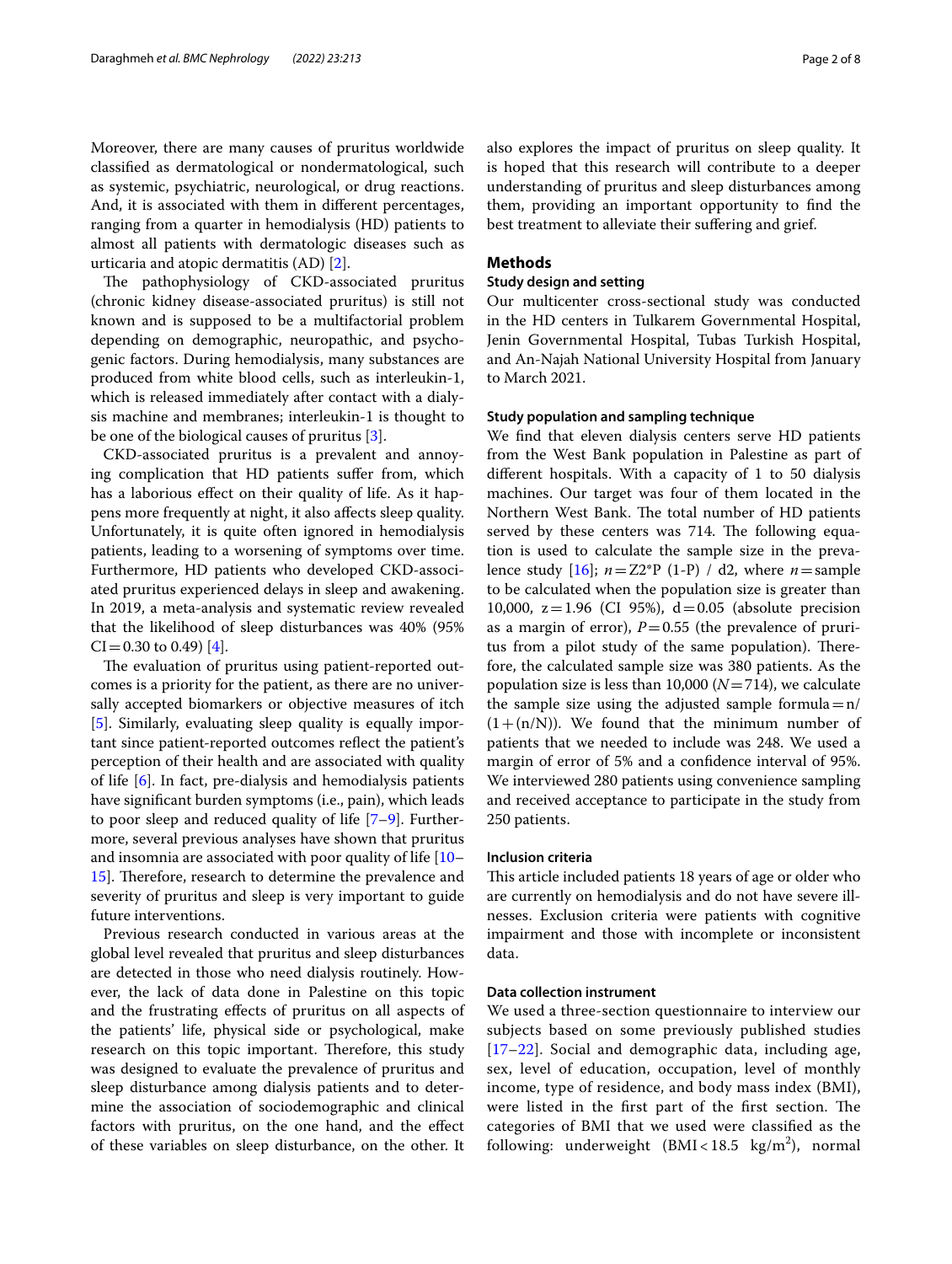Moreover, there are many causes of pruritus worldwide classified as dermatological or nondermatological, such as systemic, psychiatric, neurological, or drug reactions. And, it is associated with them in different percentages, ranging from a quarter in hemodialysis (HD) patients to almost all patients with dermatologic diseases such as urticaria and atopic dermatitis (AD) [2].

The pathophysiology of CKD-associated pruritus (chronic kidney disease-associated pruritus) is still not known and is supposed to be a multifactorial problem depending on demographic, neuropathic, and psychogenic factors. During hemodialysis, many substances are produced from white blood cells, such as interleukin-1, which is released immediately after contact with a dialysis machine and membranes; interleukin-1 is thought to be one of the biological causes of pruritus [3].

CKD-associated pruritus is a prevalent and annoying complication that HD patients suffer from, which has a laborious effect on their quality of life. As it happens more frequently at night, it also affects sleep quality. Unfortunately, it is quite often ignored in hemodialysis patients, leading to a worsening of symptoms over time. Furthermore, HD patients who developed CKD-associated pruritus experienced delays in sleep and awakening. In 2019, a meta-analysis and systematic review revealed that the likelihood of sleep disturbances was 40% (95% CI = 0.30 to 0.49) [4].

The evaluation of pruritus using patient-reported outcomes is a priority for the patient, as there are no universally accepted biomarkers or objective measures of itch [5]. Similarly, evaluating sleep quality is equally important since patient-reported outcomes reflect the patient's perception of their health and are associated with quality of life [6]. In fact, pre-dialysis and hemodialysis patients have significant burden symptoms (i.e., pain), which leads to poor sleep and reduced quality of life [7–9]. Furthermore, several previous analyses have shown that pruritus and insomnia are associated with poor quality of life [10–15]. Therefore, research to determine the prevalence and severity of pruritus and sleep is very important to guide future interventions.

Previous research conducted in various areas at the global level revealed that pruritus and sleep disturbances are detected in those who need dialysis routinely. However, the lack of data done in Palestine on this topic and the frustrating effects of pruritus on all aspects of the patients' life, physical side or psychological, make research on this topic important. Therefore, this study was designed to evaluate the prevalence of pruritus and sleep disturbance among dialysis patients and to determine the association of sociodemographic and clinical factors with pruritus, on the one hand, and the effect of these variables on sleep disturbance, on the other. It also explores the impact of pruritus on sleep quality. It is hoped that this research will contribute to a deeper understanding of pruritus and sleep disturbances among them, providing an important opportunity to find the best treatment to alleviate their suffering and grief.

## Methods

### Study design and setting

Our multicenter cross-sectional study was conducted in the HD centers in Tulkarem Governmental Hospital, Jenin Governmental Hospital, Tubas Turkish Hospital, and An-Najah National University Hospital from January to March 2021.

### Study population and sampling technique

We find that eleven dialysis centers serve HD patients from the West Bank population in Palestine as part of different hospitals. With a capacity of 1 to 50 dialysis machines. Our target was four of them located in the Northern West Bank. The total number of HD patients served by these centers was 714. The following equation is used to calculate the sample size in the prevalence study [16]; $n = Z2*P\ (1\text{-}P)\ /\ d2$, where $n$ = sample to be calculated when the population size is greater than 10,000, $z = 1.96$ (CI 95%), $d = 0.05$ (absolute precision as a margin of error), $P = 0.55$ (the prevalence of pruritus from a pilot study of the same population). Therefore, the calculated sample size was 380 patients. As the population size is less than 10,000 ($N = 714$), we calculate the sample size using the adjusted sample formula $= n/(1 + (n/N))$. We found that the minimum number of patients that we needed to include was 248. We used a margin of error of 5% and a confidence interval of 95%. We interviewed 280 patients using convenience sampling and received acceptance to participate in the study from 250 patients.

### Inclusion criteria

This article included patients 18 years of age or older who are currently on hemodialysis and do not have severe illnesses. Exclusion criteria were patients with cognitive impairment and those with incomplete or inconsistent data.

### Data collection instrument

We used a three-section questionnaire to interview our subjects based on some previously published studies [17–22]. Social and demographic data, including age, sex, level of education, occupation, level of monthly income, type of residence, and body mass index (BMI), were listed in the first part of the first section. The categories of BMI that we used were classified as the following: underweight ($BMI < 18.5\ kg/m^2$), normal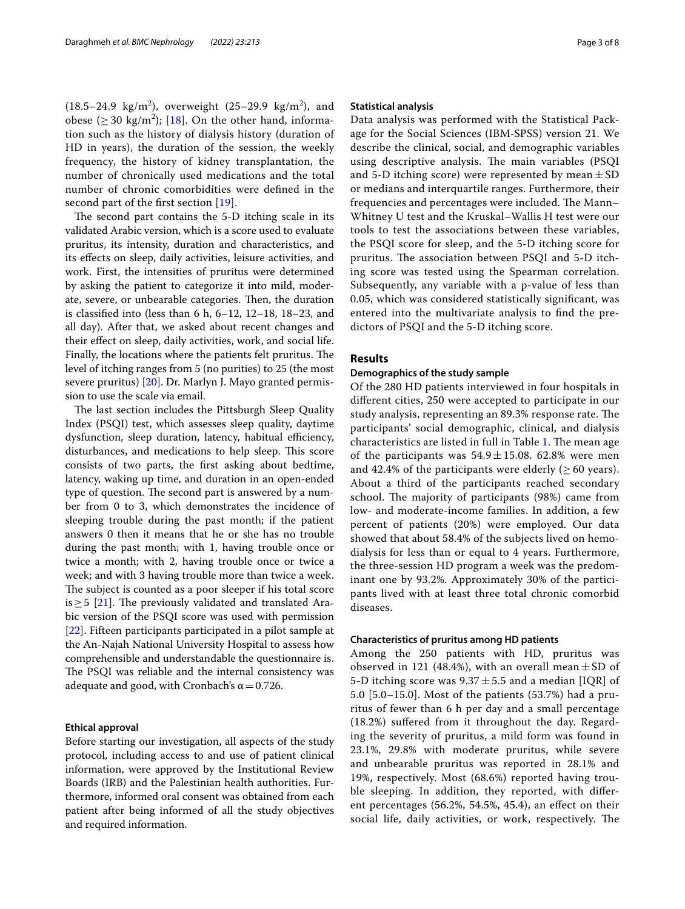(18.5–24.9 kg/m$^2$), overweight (25–29.9 kg/m$^2$), and obese ($\geq 30$ kg/m$^2$); [18]. On the other hand, information such as the history of dialysis history (duration of HD in years), the duration of the session, the weekly frequency, the history of kidney transplantation, the number of chronically used medications and the total number of chronic comorbidities were defined in the second part of the first section [19].

The second part contains the 5-D itching scale in its validated Arabic version, which is a score used to evaluate pruritus, its intensity, duration and characteristics, and its effects on sleep, daily activities, leisure activities, and work. First, the intensities of pruritus were determined by asking the patient to categorize it into mild, moderate, severe, or unbearable categories. Then, the duration is classified into (less than 6 h, 6–12, 12–18, 18–23, and all day). After that, we asked about recent changes and their effect on sleep, daily activities, work, and social life. Finally, the locations where the patients felt pruritus. The level of itching ranges from 5 (no purities) to 25 (the most severe pruritus) [20]. Dr. Marlyn J. Mayo granted permission to use the scale via email.

The last section includes the Pittsburgh Sleep Quality Index (PSQI) test, which assesses sleep quality, daytime dysfunction, sleep duration, latency, habitual efficiency, disturbances, and medications to help sleep. This score consists of two parts, the first asking about bedtime, latency, waking up time, and duration in an open-ended type of question. The second part is answered by a number from 0 to 3, which demonstrates the incidence of sleeping trouble during the past month; if the patient answers 0 then it means that he or she has no trouble during the past month; with 1, having trouble once or twice a month; with 2, having trouble once or twice a week; and with 3 having trouble more than twice a week. The subject is counted as a poor sleeper if his total score is $\geq 5$ [21]. The previously validated and translated Arabic version of the PSQI score was used with permission [22]. Fifteen participants participated in a pilot sample at the An-Najah National University Hospital to assess how comprehensible and understandable the questionnaire is. The PSQI was reliable and the internal consistency was adequate and good, with Cronbach's $\alpha = 0.726$.

### Ethical approval

Before starting our investigation, all aspects of the study protocol, including access to and use of patient clinical information, were approved by the Institutional Review Boards (IRB) and the Palestinian health authorities. Furthermore, informed oral consent was obtained from each patient after being informed of all the study objectives and required information.

### Statistical analysis

Data analysis was performed with the Statistical Package for the Social Sciences (IBM-SPSS) version 21. We describe the clinical, social, and demographic variables using descriptive analysis. The main variables (PSQI and 5-D itching score) were represented by mean $\pm$ SD or medians and interquartile ranges. Furthermore, their frequencies and percentages were included. The Mann–Whitney U test and the Kruskal–Wallis H test were our tools to test the associations between these variables, the PSQI score for sleep, and the 5-D itching score for pruritus. The association between PSQI and 5-D itching score was tested using the Spearman correlation. Subsequently, any variable with a p-value of less than 0.05, which was considered statistically significant, was entered into the multivariate analysis to find the predictors of PSQI and the 5-D itching score.

## Results

### Demographics of the study sample

Of the 280 HD patients interviewed in four hospitals in different cities, 250 were accepted to participate in our study analysis, representing an 89.3% response rate. The participants' social demographic, clinical, and dialysis characteristics are listed in full in Table 1. The mean age of the participants was $54.9 \pm 15.08$. 62.8% were men and 42.4% of the participants were elderly ($\geq 60$ years). About a third of the participants reached secondary school. The majority of participants (98%) came from low- and moderate-income families. In addition, a few percent of patients (20%) were employed. Our data showed that about 58.4% of the subjects lived on hemodialysis for less than or equal to 4 years. Furthermore, the three-session HD program a week was the predominant one by 93.2%. Approximately 30% of the participants lived with at least three total chronic comorbid diseases.

### Characteristics of pruritus among HD patients

Among the 250 patients with HD, pruritus was observed in 121 (48.4%), with an overall mean $\pm$ SD of 5-D itching score was $9.37 \pm 5.5$ and a median [IQR] of 5.0 [5.0–15.0]. Most of the patients (53.7%) had a pruritus of fewer than 6 h per day and a small percentage (18.2%) suffered from it throughout the day. Regarding the severity of pruritus, a mild form was found in 23.1%, 29.8% with moderate pruritus, while severe and unbearable pruritus was reported in 28.1% and 19%, respectively. Most (68.6%) reported having trouble sleeping. In addition, they reported, with different percentages (56.2%, 54.5%, 45.4), an effect on their social life, daily activities, or work, respectively. The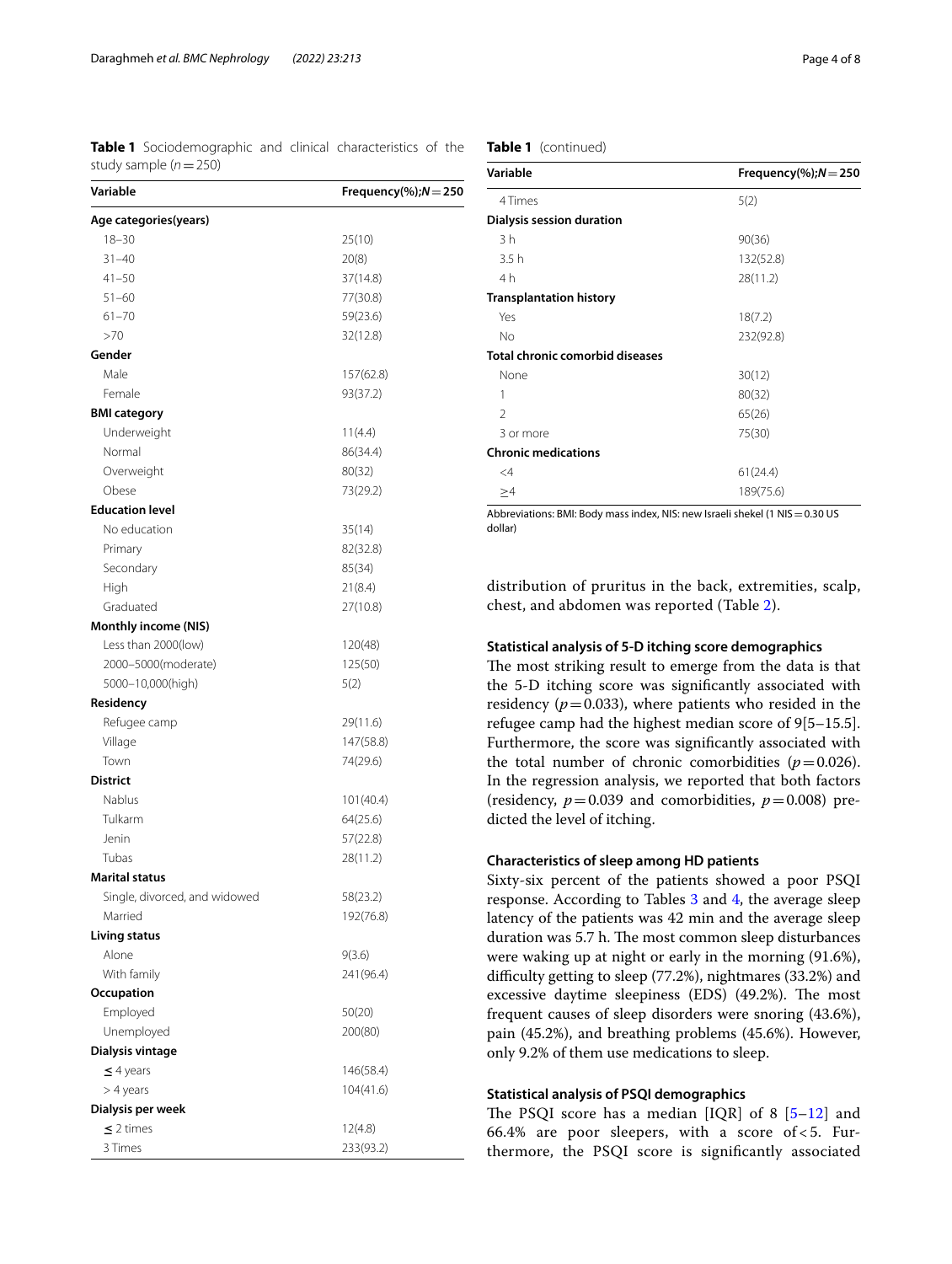**Table 1** Sociodemographic and clinical characteristics of the study sample ($n = 250$)

| Variable | Frequency(%); $N = 250$ |
|---|---|
| **Age categories(years)** | |
| 18–30 | 25(10) |
| 31–40 | 20(8) |
| 41–50 | 37(14.8) |
| 51–60 | 77(30.8) |
| 61–70 | 59(23.6) |
| >70 | 32(12.8) |
| **Gender** | |
| Male | 157(62.8) |
| Female | 93(37.2) |
| **BMI category** | |
| Underweight | 11(4.4) |
| Normal | 86(34.4) |
| Overweight | 80(32) |
| Obese | 73(29.2) |
| **Education level** | |
| No education | 35(14) |
| Primary | 82(32.8) |
| Secondary | 85(34) |
| High | 21(8.4) |
| Graduated | 27(10.8) |
| **Monthly income (NIS)** | |
| Less than 2000(low) | 120(48) |
| 2000–5000(moderate) | 125(50) |
| 5000–10,000(high) | 5(2) |
| **Residency** | |
| Refugee camp | 29(11.6) |
| Village | 147(58.8) |
| Town | 74(29.6) |
| **District** | |
| Nablus | 101(40.4) |
| Tulkarm | 64(25.6) |
| Jenin | 57(22.8) |
| Tubas | 28(11.2) |
| **Marital status** | |
| Single, divorced, and widowed | 58(23.2) |
| Married | 192(76.8) |
| **Living status** | |
| Alone | 9(3.6) |
| With family | 241(96.4) |
| **Occupation** | |
| Employed | 50(20) |
| Unemployed | 200(80) |
| **Dialysis vintage** | |
| ≤ 4 years | 146(58.4) |
| > 4 years | 104(41.6) |
| **Dialysis per week** | |
| ≤ 2 times | 12(4.8) |
| 3 Times | 233(93.2) |
| 4 Times | 5(2) |
| **Dialysis session duration** | |
| 3 h | 90(36) |
| 3.5 h | 132(52.8) |
| 4 h | 28(11.2) |
| **Transplantation history** | |
| Yes | 18(7.2) |
| No | 232(92.8) |
| **Total chronic comorbid diseases** | |
| None | 30(12) |
| 1 | 80(32) |
| 2 | 65(26) |
| 3 or more | 75(30) |
| **Chronic medications** | |
| <4 | 61(24.4) |
| ≥4 | 189(75.6) |

Abbreviations: BMI: Body mass index, NIS: new Israeli shekel (1 NIS = 0.30 US dollar)

distribution of pruritus in the back, extremities, scalp, chest, and abdomen was reported (Table 2).

### Statistical analysis of 5-D itching score demographics

The most striking result to emerge from the data is that the 5-D itching score was significantly associated with residency ($p = 0.033$), where patients who resided in the refugee camp had the highest median score of 9[5–15.5]. Furthermore, the score was significantly associated with the total number of chronic comorbidities ($p = 0.026$). In the regression analysis, we reported that both factors (residency, $p = 0.039$ and comorbidities, $p = 0.008$) predicted the level of itching.

### Characteristics of sleep among HD patients

Sixty-six percent of the patients showed a poor PSQI response. According to Tables 3 and 4, the average sleep latency of the patients was 42 min and the average sleep duration was 5.7 h. The most common sleep disturbances were waking up at night or early in the morning (91.6%), difficulty getting to sleep (77.2%), nightmares (33.2%) and excessive daytime sleepiness (EDS) (49.2%). The most frequent causes of sleep disorders were snoring (43.6%), pain (45.2%), and breathing problems (45.6%). However, only 9.2% of them use medications to sleep.

### Statistical analysis of PSQI demographics

The PSQI score has a median [IQR] of 8 [5–12] and 66.4% are poor sleepers, with a score of < 5. Furthermore, the PSQI score is significantly associated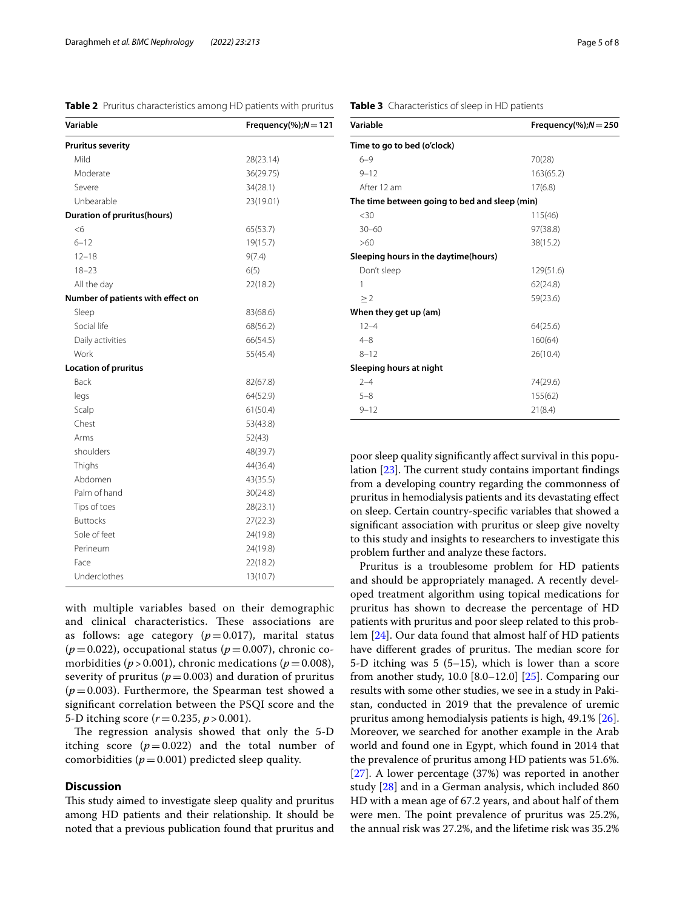**Table 2** Pruritus characteristics among HD patients with pruritus

| Variable | Frequency(%);$N=121$ |
| --- | --- |
| **Pruritus severity** | |
| Mild | 28(23.14) |
| Moderate | 36(29.75) |
| Severe | 34(28.1) |
| Unbearable | 23(19.01) |
| **Duration of pruritus(hours)** | |
| <6 | 65(53.7) |
| 6–12 | 19(15.7) |
| 12–18 | 9(7.4) |
| 18–23 | 6(5) |
| All the day | 22(18.2) |
| **Number of patients with effect on** | |
| Sleep | 83(68.6) |
| Social life | 68(56.2) |
| Daily activities | 66(54.5) |
| Work | 55(45.4) |
| **Location of pruritus** | |
| Back | 82(67.8) |
| legs | 64(52.9) |
| Scalp | 61(50.4) |
| Chest | 53(43.8) |
| Arms | 52(43) |
| shoulders | 48(39.7) |
| Thighs | 44(36.4) |
| Abdomen | 43(35.5) |
| Palm of hand | 30(24.8) |
| Tips of toes | 28(23.1) |
| Buttocks | 27(22.3) |
| Sole of feet | 24(19.8) |
| Perineum | 24(19.8) |
| Face | 22(18.2) |
| Underclothes | 13(10.7) |

with multiple variables based on their demographic and clinical characteristics. These associations are as follows: age category ($p=0.017$), marital status ($p=0.022$), occupational status ($p=0.007$), chronic comorbidities ($p>0.001$), chronic medications ($p=0.008$), severity of pruritus ($p=0.003$) and duration of pruritus ($p=0.003$). Furthermore, the Spearman test showed a significant correlation between the PSQI score and the 5-D itching score ($r=0.235$, $p>0.001$).

The regression analysis showed that only the 5-D itching score ($p=0.022$) and the total number of comorbidities ($p=0.001$) predicted sleep quality.

## Discussion

This study aimed to investigate sleep quality and pruritus among HD patients and their relationship. It should be noted that a previous publication found that pruritus and poor sleep quality significantly affect survival in this population [23]. The current study contains important findings from a developing country regarding the commonness of pruritus in hemodialysis patients and its devastating effect on sleep. Certain country-specific variables that showed a significant association with pruritus or sleep give novelty to this study and insights to researchers to investigate this problem further and analyze these factors.

**Table 3** Characteristics of sleep in HD patients

| Variable | Frequency(%);$N=250$ |
| --- | --- |
| **Time to go to bed (o'clock)** | |
| 6–9 | 70(28) |
| 9–12 | 163(65.2) |
| After 12 am | 17(6.8) |
| **The time between going to bed and sleep (min)** | |
| <30 | 115(46) |
| 30–60 | 97(38.8) |
| >60 | 38(15.2) |
| **Sleeping hours in the daytime(hours)** | |
| Don't sleep | 129(51.6) |
| 1 | 62(24.8) |
| ≥2 | 59(23.6) |
| **When they get up (am)** | |
| 12–4 | 64(25.6) |
| 4–8 | 160(64) |
| 8–12 | 26(10.4) |
| **Sleeping hours at night** | |
| 2–4 | 74(29.6) |
| 5–8 | 155(62) |
| 9–12 | 21(8.4) |

Pruritus is a troublesome problem for HD patients and should be appropriately managed. A recently developed treatment algorithm using topical medications for pruritus has shown to decrease the percentage of HD patients with pruritus and poor sleep related to this problem [24]. Our data found that almost half of HD patients have different grades of pruritus. The median score for 5-D itching was 5 (5–15), which is lower than a score from another study, 10.0 [8.0–12.0] [25]. Comparing our results with some other studies, we see in a study in Pakistan, conducted in 2019 that the prevalence of uremic pruritus among hemodialysis patients is high, 49.1% [26]. Moreover, we searched for another example in the Arab world and found one in Egypt, which found in 2014 that the prevalence of pruritus among HD patients was 51.6%. [27]. A lower percentage (37%) was reported in another study [28] and in a German analysis, which included 860 HD with a mean age of 67.2 years, and about half of them were men. The point prevalence of pruritus was 25.2%, the annual risk was 27.2%, and the lifetime risk was 35.2%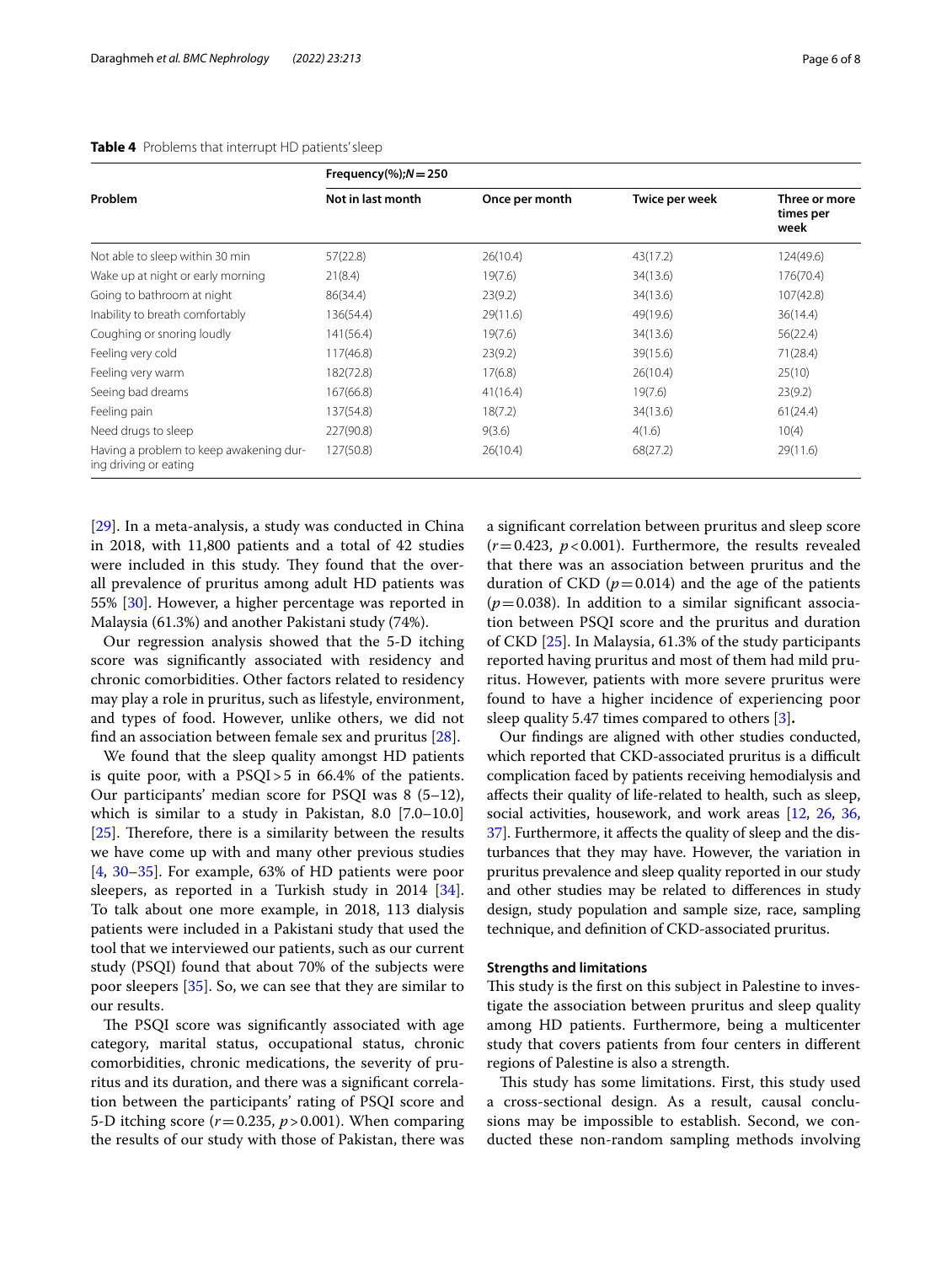**Table 4** Problems that interrupt HD patients' sleep

| Problem | Frequency(%);$N=250$ | | | |
|---|---|---|---|---|
| | Not in last month | Once per month | Twice per week | Three or more times per week |
| Not able to sleep within 30 min | 57(22.8) | 26(10.4) | 43(17.2) | 124(49.6) |
| Wake up at night or early morning | 21(8.4) | 19(7.6) | 34(13.6) | 176(70.4) |
| Going to bathroom at night | 86(34.4) | 23(9.2) | 34(13.6) | 107(42.8) |
| Inability to breath comfortably | 136(54.4) | 29(11.6) | 49(19.6) | 36(14.4) |
| Coughing or snoring loudly | 141(56.4) | 19(7.6) | 34(13.6) | 56(22.4) |
| Feeling very cold | 117(46.8) | 23(9.2) | 39(15.6) | 71(28.4) |
| Feeling very warm | 182(72.8) | 17(6.8) | 26(10.4) | 25(10) |
| Seeing bad dreams | 167(66.8) | 41(16.4) | 19(7.6) | 23(9.2) |
| Feeling pain | 137(54.8) | 18(7.2) | 34(13.6) | 61(24.4) |
| Need drugs to sleep | 227(90.8) | 9(3.6) | 4(1.6) | 10(4) |
| Having a problem to keep awakening during driving or eating | 127(50.8) | 26(10.4) | 68(27.2) | 29(11.6) |

[29]. In a meta-analysis, a study was conducted in China in 2018, with 11,800 patients and a total of 42 studies were included in this study. They found that the overall prevalence of pruritus among adult HD patients was 55% [30]. However, a higher percentage was reported in Malaysia (61.3%) and another Pakistani study (74%).

Our regression analysis showed that the 5-D itching score was significantly associated with residency and chronic comorbidities. Other factors related to residency may play a role in pruritus, such as lifestyle, environment, and types of food. However, unlike others, we did not find an association between female sex and pruritus [28].

We found that the sleep quality amongst HD patients is quite poor, with a PSQI > 5 in 66.4% of the patients. Our participants' median score for PSQI was 8 (5–12), which is similar to a study in Pakistan, 8.0 [7.0–10.0] [25]. Therefore, there is a similarity between the results we have come up with and many other previous studies [4, 30–35]. For example, 63% of HD patients were poor sleepers, as reported in a Turkish study in 2014 [34]. To talk about one more example, in 2018, 113 dialysis patients were included in a Pakistani study that used the tool that we interviewed our patients, such as our current study (PSQI) found that about 70% of the subjects were poor sleepers [35]. So, we can see that they are similar to our results.

The PSQI score was significantly associated with age category, marital status, occupational status, chronic comorbidities, chronic medications, the severity of pruritus and its duration, and there was a significant correlation between the participants' rating of PSQI score and 5-D itching score ($r=0.235$, $p>0.001$). When comparing the results of our study with those of Pakistan, there was a significant correlation between pruritus and sleep score ($r=0.423$, $p<0.001$). Furthermore, the results revealed that there was an association between pruritus and the duration of CKD ($p=0.014$) and the age of the patients ($p=0.038$). In addition to a similar significant association between PSQI score and the pruritus and duration of CKD [25]. In Malaysia, 61.3% of the study participants reported having pruritus and most of them had mild pruritus. However, patients with more severe pruritus were found to have a higher incidence of experiencing poor sleep quality 5.47 times compared to others [3].

Our findings are aligned with other studies conducted, which reported that CKD-associated pruritus is a difficult complication faced by patients receiving hemodialysis and affects their quality of life-related to health, such as sleep, social activities, housework, and work areas [12, 26, 36, 37]. Furthermore, it affects the quality of sleep and the disturbances that they may have. However, the variation in pruritus prevalence and sleep quality reported in our study and other studies may be related to differences in study design, study population and sample size, race, sampling technique, and definition of CKD-associated pruritus.

## Strengths and limitations

This study is the first on this subject in Palestine to investigate the association between pruritus and sleep quality among HD patients. Furthermore, being a multicenter study that covers patients from four centers in different regions of Palestine is also a strength.

This study has some limitations. First, this study used a cross-sectional design. As a result, causal conclusions may be impossible to establish. Second, we conducted these non-random sampling methods involving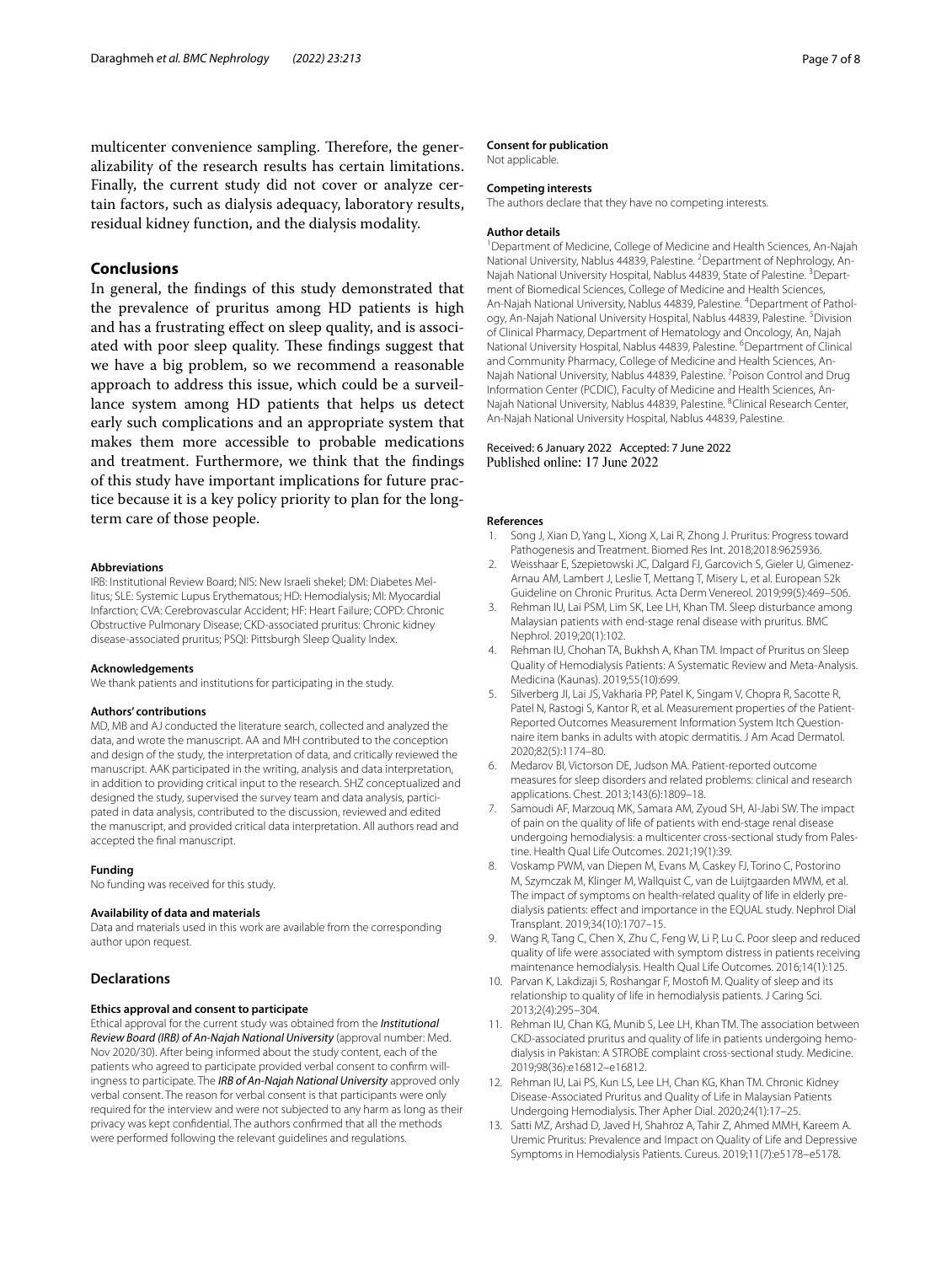multicenter convenience sampling. Therefore, the generalizability of the research results has certain limitations. Finally, the current study did not cover or analyze certain factors, such as dialysis adequacy, laboratory results, residual kidney function, and the dialysis modality.

## Conclusions

In general, the findings of this study demonstrated that the prevalence of pruritus among HD patients is high and has a frustrating effect on sleep quality, and is associated with poor sleep quality. These findings suggest that we have a big problem, so we recommend a reasonable approach to address this issue, which could be a surveillance system among HD patients that helps us detect early such complications and an appropriate system that makes them more accessible to probable medications and treatment. Furthermore, we think that the findings of this study have important implications for future practice because it is a key policy priority to plan for the long-term care of those people.

#### Abbreviations

IRB: Institutional Review Board; NIS: New Israeli shekel; DM: Diabetes Mellitus; SLE: Systemic Lupus Erythematous; HD: Hemodialysis; MI: Myocardial Infarction; CVA: Cerebrovascular Accident; HF: Heart Failure; COPD: Chronic Obstructive Pulmonary Disease; CKD-associated pruritus: Chronic kidney disease-associated pruritus; PSQI: Pittsburgh Sleep Quality Index.

#### Acknowledgements

We thank patients and institutions for participating in the study.

#### Authors' contributions

MD, MB and AJ conducted the literature search, collected and analyzed the data, and wrote the manuscript. AA and MH contributed to the conception and design of the study, the interpretation of data, and critically reviewed the manuscript. AAK participated in the writing, analysis and data interpretation, in addition to providing critical input to the research. SHZ conceptualized and designed the study, supervised the survey team and data analysis, participated in data analysis, contributed to the discussion, reviewed and edited the manuscript, and provided critical data interpretation. All authors read and accepted the final manuscript.

#### Funding

No funding was received for this study.

#### Availability of data and materials

Data and materials used in this work are available from the corresponding author upon request.

### Declarations

#### Ethics approval and consent to participate

Ethical approval for the current study was obtained from the ***Institutional Review Board (IRB) of An-Najah National University*** (approval number: Med. Nov 2020/30). After being informed about the study content, each of the patients who agreed to participate provided verbal consent to confirm willingness to participate. The ***IRB of An-Najah National University*** approved only verbal consent. The reason for verbal consent is that participants were only required for the interview and were not subjected to any harm as long as their privacy was kept confidential. The authors confirmed that all the methods were performed following the relevant guidelines and regulations.

#### Consent for publication

Not applicable.

#### Competing interests

The authors declare that they have no competing interests.

#### Author details

[1]Department of Medicine, College of Medicine and Health Sciences, An-Najah National University, Nablus 44839, Palestine. [2]Department of Nephrology, An-Najah National University Hospital, Nablus 44839, State of Palestine. [3]Department of Biomedical Sciences, College of Medicine and Health Sciences, An-Najah National University, Nablus 44839, Palestine. [4]Department of Pathology, An-Najah National University Hospital, Nablus 44839, Palestine. [5]Division of Clinical Pharmacy, Department of Hematology and Oncology, An, Najah National University Hospital, Nablus 44839, Palestine. [6]Department of Clinical and Community Pharmacy, College of Medicine and Health Sciences, An-Najah National University, Nablus 44839, Palestine. [7]Poison Control and Drug Information Center (PCDIC), Faculty of Medicine and Health Sciences, An-Najah National University, Nablus 44839, Palestine. [8]Clinical Research Center, An-Najah National University Hospital, Nablus 44839, Palestine.

Received: 6 January 2022 Accepted: 7 June 2022
Published online: 17 June 2022

#### References

1. Song J, Xian D, Yang L, Xiong X, Lai R, Zhong J. Pruritus: Progress toward Pathogenesis and Treatment. Biomed Res Int. 2018;2018:9625936.
2. Weisshaar E, Szepietowski JC, Dalgard FJ, Garcovich S, Gieler U, Gimenez-Arnau AM, Lambert J, Leslie T, Mettang T, Misery L, et al. European S2k Guideline on Chronic Pruritus. Acta Derm Venereol. 2019;99(5):469–506.
3. Rehman IU, Lai PSM, Lim SK, Lee LH, Khan TM. Sleep disturbance among Malaysian patients with end-stage renal disease with pruritus. BMC Nephrol. 2019;20(1):102.
4. Rehman IU, Chohan TA, Bukhsh A, Khan TM. Impact of Pruritus on Sleep Quality of Hemodialysis Patients: A Systematic Review and Meta-Analysis. Medicina (Kaunas). 2019;55(10):699.
5. Silverberg JI, Lai JS, Vakharia PP, Patel K, Singam V, Chopra R, Sacotte R, Patel N, Rastogi S, Kantor R, et al. Measurement properties of the Patient-Reported Outcomes Measurement Information System Itch Questionnaire item banks in adults with atopic dermatitis. J Am Acad Dermatol. 2020;82(5):1174–80.
6. Medarov BI, Victorson DE, Judson MA. Patient-reported outcome measures for sleep disorders and related problems: clinical and research applications. Chest. 2013;143(6):1809–18.
7. Samoudi AF, Marzouq MK, Samara AM, Zyoud SH, Al-Jabi SW. The impact of pain on the quality of life of patients with end-stage renal disease undergoing hemodialysis: a multicenter cross-sectional study from Palestine. Health Qual Life Outcomes. 2021;19(1):39.
8. Voskamp PWM, van Diepen M, Evans M, Caskey FJ, Torino C, Postorino M, Szymczak M, Klinger M, Wallquist C, van de Luijtgaarden MWM, et al. The impact of symptoms on health-related quality of life in elderly pre-dialysis patients: effect and importance in the EQUAL study. Nephrol Dial Transplant. 2019;34(10):1707–15.
9. Wang R, Tang C, Chen X, Zhu C, Feng W, Li P, Lu C. Poor sleep and reduced quality of life were associated with symptom distress in patients receiving maintenance hemodialysis. Health Qual Life Outcomes. 2016;14(1):125.
10. Parvan K, Lakdizaji S, Roshangar F, Mostofi M. Quality of sleep and its relationship to quality of life in hemodialysis patients. J Caring Sci. 2013;2(4):295–304.
11. Rehman IU, Chan KG, Munib S, Lee LH, Khan TM. The association between CKD-associated pruritus and quality of life in patients undergoing hemodialysis in Pakistan: A STROBE complaint cross-sectional study. Medicine. 2019;98(36):e16812–e16812.
12. Rehman IU, Lai PS, Kun LS, Lee LH, Chan KG, Khan TM. Chronic Kidney Disease-Associated Pruritus and Quality of Life in Malaysian Patients Undergoing Hemodialysis. Ther Apher Dial. 2020;24(1):17–25.
13. Satti MZ, Arshad D, Javed H, Shahroz A, Tahir Z, Ahmed MMH, Kareem A. Uremic Pruritus: Prevalence and Impact on Quality of Life and Depressive Symptoms in Hemodialysis Patients. Cureus. 2019;11(7):e5178–e5178.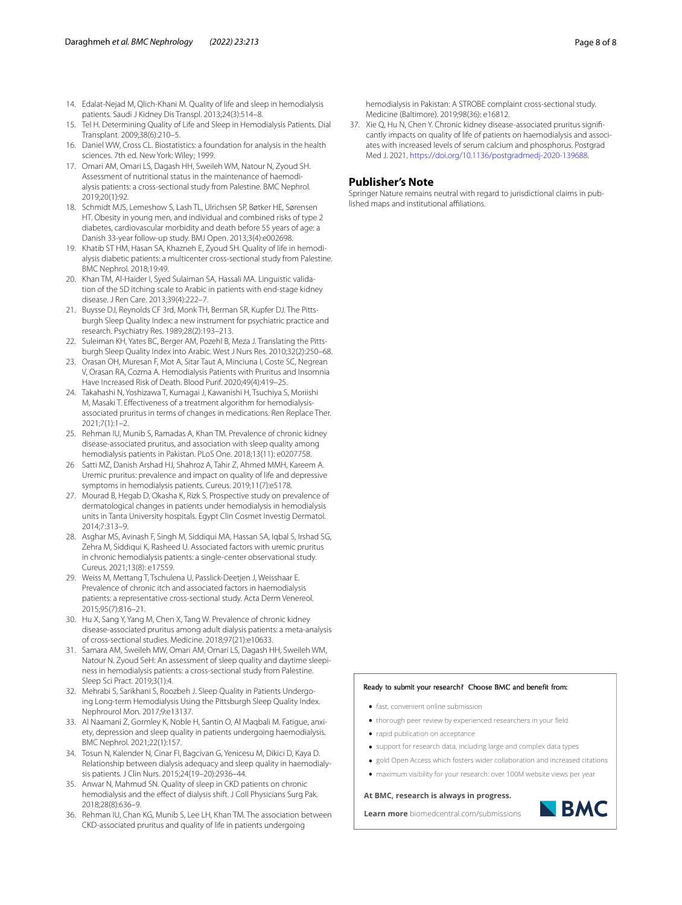14. Edalat-Nejad M, Qlich-Khani M. Quality of life and sleep in hemodialysis patients. Saudi J Kidney Dis Transpl. 2013;24(3):514–8.
15. Tel H. Determining Quality of Life and Sleep in Hemodialysis Patients. Dial Transplant. 2009;38(6):210–5.
16. Daniel WW, Cross CL. Biostatistics: a foundation for analysis in the health sciences. 7th ed. New York: Wiley; 1999.
17. Omari AM, Omari LS, Dagash HH, Sweileh WM, Natour N, Zyoud SH. Assessment of nutritional status in the maintenance of haemodialysis patients: a cross-sectional study from Palestine. BMC Nephrol. 2019;20(1):92.
18. Schmidt MJS, Lemeshow S, Lash TL, Ulrichsen SP, Bøtker HE, Sørensen HT. Obesity in young men, and individual and combined risks of type 2 diabetes, cardiovascular morbidity and death before 55 years of age: a Danish 33-year follow-up study. BMJ Open. 2013;3(4):e002698.
19. Khatib ST HM, Hasan SA, Khazneh E, Zyoud SH. Quality of life in hemodialysis diabetic patients: a multicenter cross-sectional study from Palestine. BMC Nephrol. 2018;19:49.
20. Khan TM, Al-Haider I, Syed Sulaiman SA, Hassali MA. Linguistic validation of the 5D itching scale to Arabic in patients with end-stage kidney disease. J Ren Care. 2013;39(4):222–7.
21. Buysse DJ, Reynolds CF 3rd, Monk TH, Berman SR, Kupfer DJ. The Pittsburgh Sleep Quality Index: a new instrument for psychiatric practice and research. Psychiatry Res. 1989;28(2):193–213.
22. Suleiman KH, Yates BC, Berger AM, Pozehl B, Meza J. Translating the Pittsburgh Sleep Quality Index into Arabic. West J Nurs Res. 2010;32(2):250–68.
23. Orasan OH, Muresan F, Mot A, Sitar Taut A, Minciuna I, Coste SC, Negrean V, Orasan RA, Cozma A. Hemodialysis Patients with Pruritus and Insomnia Have Increased Risk of Death. Blood Purif. 2020;49(4):419–25.
24. Takahashi N, Yoshizawa T, Kumagai J, Kawanishi H, Tsuchiya S, Moriishi M, Masaki T. Effectiveness of a treatment algorithm for hemodialysis-associated pruritus in terms of changes in medications. Ren Replace Ther. 2021;7(1):1–2.
25. Rehman IU, Munib S, Ramadas A, Khan TM. Prevalence of chronic kidney disease-associated pruritus, and association with sleep quality among hemodialysis patients in Pakistan. PLoS One. 2018;13(11): e0207758.
26 Satti MZ, Danish Arshad HJ, Shahroz A, Tahir Z, Ahmed MMH, Kareem A. Uremic pruritus: prevalence and impact on quality of life and depressive symptoms in hemodialysis patients. Cureus. 2019;11(7):e5178.
27. Mourad B, Hegab D, Okasha K, Rizk S. Prospective study on prevalence of dermatological changes in patients under hemodialysis in hemodialysis units in Tanta University hospitals. Egypt Clin Cosmet Investig Dermatol. 2014;7:313–9.
28. Asghar MS, Avinash F, Singh M, Siddiqui MA, Hassan SA, Iqbal S, Irshad SG, Zehra M, Siddiqui K, Rasheed U. Associated factors with uremic pruritus in chronic hemodialysis patients: a single-center observational study. Cureus. 2021;13(8): e17559.
29. Weiss M, Mettang T, Tschulena U, Passlick-Deetjen J, Weisshaar E. Prevalence of chronic itch and associated factors in haemodialysis patients: a representative cross-sectional study. Acta Derm Venereol. 2015;95(7):816–21.
30. Hu X, Sang Y, Yang M, Chen X, Tang W. Prevalence of chronic kidney disease-associated pruritus among adult dialysis patients: a meta-analysis of cross-sectional studies. Medicine. 2018;97(21):e10633.
31. Samara AM, Sweileh MW, Omari AM, Omari LS, Dagash HH, Sweileh WM, Natour N. Zyoud SeH: An assessment of sleep quality and daytime sleepiness in hemodialysis patients: a cross-sectional study from Palestine. Sleep Sci Pract. 2019;3(1):4.
32. Mehrabi S, Sarikhani S, Roozbeh J. Sleep Quality in Patients Undergoing Long-term Hemodialysis Using the Pittsburgh Sleep Quality Index. Nephrourol Mon. 2017;9:e13137.
33. Al Naamani Z, Gormley K, Noble H, Santin O, Al Maqbali M. Fatigue, anxiety, depression and sleep quality in patients undergoing haemodialysis. BMC Nephrol. 2021;22(1):157.
34. Tosun N, Kalender N, Cinar FI, Bagcivan G, Yenicesu M, Dikici D, Kaya D. Relationship between dialysis adequacy and sleep quality in haemodialysis patients. J Clin Nurs. 2015;24(19–20):2936–44.
35. Anwar N, Mahmud SN. Quality of sleep in CKD patients on chronic hemodialysis and the effect of dialysis shift. J Coll Physicians Surg Pak. 2018;28(8):636–9.
36. Rehman IU, Chan KG, Munib S, Lee LH, Khan TM. The association between CKD-associated pruritus and quality of life in patients undergoing hemodialysis in Pakistan: A STROBE complaint cross-sectional study. Medicine (Baltimore). 2019;98(36): e16812.
37. Xie Q, Hu N, Chen Y. Chronic kidney disease-associated pruritus significantly impacts on quality of life of patients on haemodialysis and associates with increased levels of serum calcium and phosphorus. Postgrad Med J. 2021. https://doi.org/10.1136/postgradmedj-2020-139688.

## Publisher's Note

Springer Nature remains neutral with regard to jurisdictional claims in published maps and institutional affiliations.

Ready to submit your research? Choose BMC and benefit from:

- fast, convenient online submission
- thorough peer review by experienced researchers in your field
- rapid publication on acceptance
- support for research data, including large and complex data types
- gold Open Access which fosters wider collaboration and increased citations
- maximum visibility for your research: over 100M website views per year

**At BMC, research is always in progress.**

**Learn more** biomedcentral.com/submissions

BMC